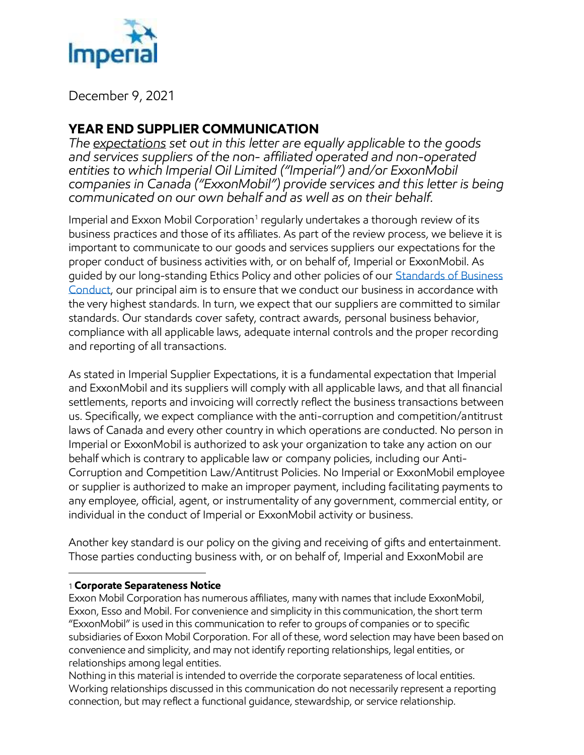December 9, 2021

## YEAR END SUPPLIER COMMUNICATION

*The expectations set out in this letter are equally applicable to the goods and services suppliers of the non- affiliated operated and non-operated entities to which Imperial Oil Limited ("Imperial") and/or ExxonMobil companies in Canada ("ExxonMobil") provide services and this letter is being communicated on our own behalf and as well as on their behalf.*

Imperial and Exxon Mobil Corporation[1] regularly undertakes a thorough review of its business practices and those of its affiliates. As part of the review process, we believe it is important to communicate to our goods and services suppliers our expectations for the proper conduct of business activities with, or on behalf of, Imperial or ExxonMobil. As guided by our long-standing Ethics Policy and other policies of our Standards of Business Conduct, our principal aim is to ensure that we conduct our business in accordance with the very highest standards. In turn, we expect that our suppliers are committed to similar standards. Our standards cover safety, contract awards, personal business behavior, compliance with all applicable laws, adequate internal controls and the proper recording and reporting of all transactions.

As stated in Imperial Supplier Expectations, it is a fundamental expectation that Imperial and ExxonMobil and its suppliers will comply with all applicable laws, and that all financial settlements, reports and invoicing will correctly reflect the business transactions between us. Specifically, we expect compliance with the anti-corruption and competition/antitrust laws of Canada and every other country in which operations are conducted. No person in Imperial or ExxonMobil is authorized to ask your organization to take any action on our behalf which is contrary to applicable law or company policies, including our Anti-Corruption and Competition Law/Antitrust Policies. No Imperial or ExxonMobil employee or supplier is authorized to make an improper payment, including facilitating payments to any employee, official, agent, or instrumentality of any government, commercial entity, or individual in the conduct of Imperial or ExxonMobil activity or business.

Another key standard is our policy on the giving and receiving of gifts and entertainment. Those parties conducting business with, or on behalf of, Imperial and ExxonMobil are

---

[1] **Corporate Separateness Notice**
Exxon Mobil Corporation has numerous affiliates, many with names that include ExxonMobil, Exxon, Esso and Mobil. For convenience and simplicity in this communication, the short term "ExxonMobil" is used in this communication to refer to groups of companies or to specific subsidiaries of Exxon Mobil Corporation. For all of these, word selection may have been based on convenience and simplicity, and may not identify reporting relationships, legal entities, or relationships among legal entities.
Nothing in this material is intended to override the corporate separateness of local entities. Working relationships discussed in this communication do not necessarily represent a reporting connection, but may reflect a functional guidance, stewardship, or service relationship.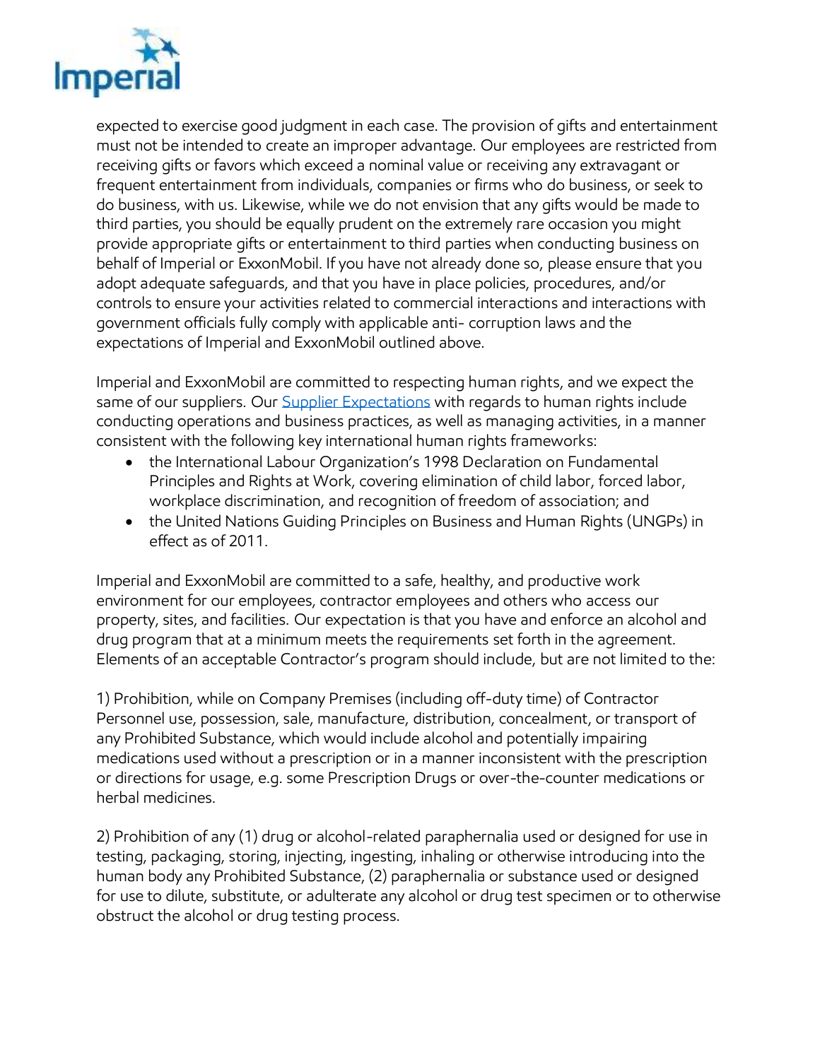expected to exercise good judgment in each case. The provision of gifts and entertainment must not be intended to create an improper advantage. Our employees are restricted from receiving gifts or favors which exceed a nominal value or receiving any extravagant or frequent entertainment from individuals, companies or firms who do business, or seek to do business, with us. Likewise, while we do not envision that any gifts would be made to third parties, you should be equally prudent on the extremely rare occasion you might provide appropriate gifts or entertainment to third parties when conducting business on behalf of Imperial or ExxonMobil. If you have not already done so, please ensure that you adopt adequate safeguards, and that you have in place policies, procedures, and/or controls to ensure your activities related to commercial interactions and interactions with government officials fully comply with applicable anti- corruption laws and the expectations of Imperial and ExxonMobil outlined above.

Imperial and ExxonMobil are committed to respecting human rights, and we expect the same of our suppliers. Our Supplier Expectations with regards to human rights include conducting operations and business practices, as well as managing activities, in a manner consistent with the following key international human rights frameworks:

- the International Labour Organization's 1998 Declaration on Fundamental Principles and Rights at Work, covering elimination of child labor, forced labor, workplace discrimination, and recognition of freedom of association; and
- the United Nations Guiding Principles on Business and Human Rights (UNGPs) in effect as of 2011.

Imperial and ExxonMobil are committed to a safe, healthy, and productive work environment for our employees, contractor employees and others who access our property, sites, and facilities. Our expectation is that you have and enforce an alcohol and drug program that at a minimum meets the requirements set forth in the agreement. Elements of an acceptable Contractor's program should include, but are not limited to the:

1) Prohibition, while on Company Premises (including off-duty time) of Contractor Personnel use, possession, sale, manufacture, distribution, concealment, or transport of any Prohibited Substance, which would include alcohol and potentially impairing medications used without a prescription or in a manner inconsistent with the prescription or directions for usage, e.g. some Prescription Drugs or over-the-counter medications or herbal medicines.

2) Prohibition of any (1) drug or alcohol-related paraphernalia used or designed for use in testing, packaging, storing, injecting, ingesting, inhaling or otherwise introducing into the human body any Prohibited Substance, (2) paraphernalia or substance used or designed for use to dilute, substitute, or adulterate any alcohol or drug test specimen or to otherwise obstruct the alcohol or drug testing process.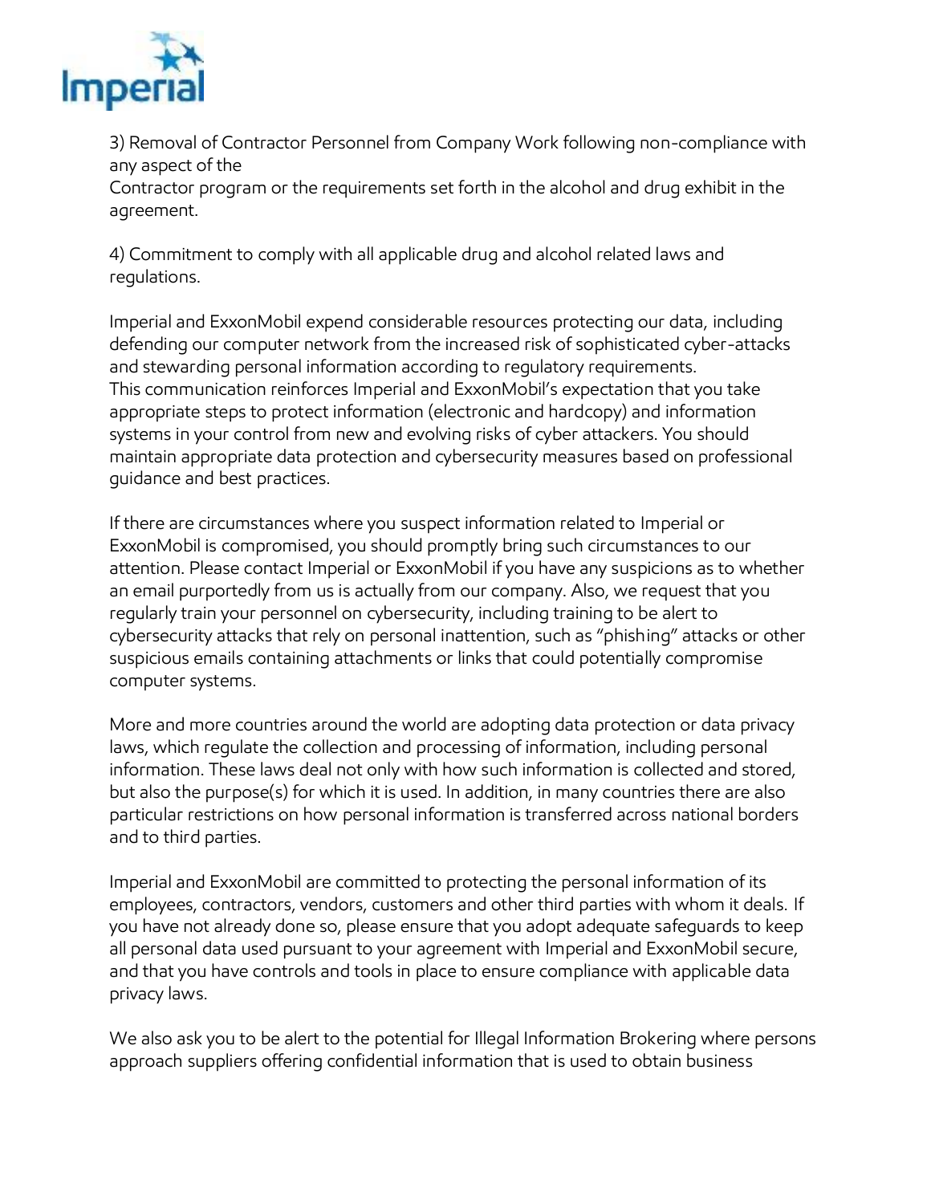3) Removal of Contractor Personnel from Company Work following non-compliance with any aspect of the Contractor program or the requirements set forth in the alcohol and drug exhibit in the agreement.

4) Commitment to comply with all applicable drug and alcohol related laws and regulations.

Imperial and ExxonMobil expend considerable resources protecting our data, including defending our computer network from the increased risk of sophisticated cyber-attacks and stewarding personal information according to regulatory requirements.
This communication reinforces Imperial and ExxonMobil's expectation that you take appropriate steps to protect information (electronic and hardcopy) and information systems in your control from new and evolving risks of cyber attackers. You should maintain appropriate data protection and cybersecurity measures based on professional guidance and best practices.

If there are circumstances where you suspect information related to Imperial or ExxonMobil is compromised, you should promptly bring such circumstances to our attention. Please contact Imperial or ExxonMobil if you have any suspicions as to whether an email purportedly from us is actually from our company. Also, we request that you regularly train your personnel on cybersecurity, including training to be alert to cybersecurity attacks that rely on personal inattention, such as "phishing" attacks or other suspicious emails containing attachments or links that could potentially compromise computer systems.

More and more countries around the world are adopting data protection or data privacy laws, which regulate the collection and processing of information, including personal information. These laws deal not only with how such information is collected and stored, but also the purpose(s) for which it is used. In addition, in many countries there are also particular restrictions on how personal information is transferred across national borders and to third parties.

Imperial and ExxonMobil are committed to protecting the personal information of its employees, contractors, vendors, customers and other third parties with whom it deals. If you have not already done so, please ensure that you adopt adequate safeguards to keep all personal data used pursuant to your agreement with Imperial and ExxonMobil secure, and that you have controls and tools in place to ensure compliance with applicable data privacy laws.

We also ask you to be alert to the potential for Illegal Information Brokering where persons approach suppliers offering confidential information that is used to obtain business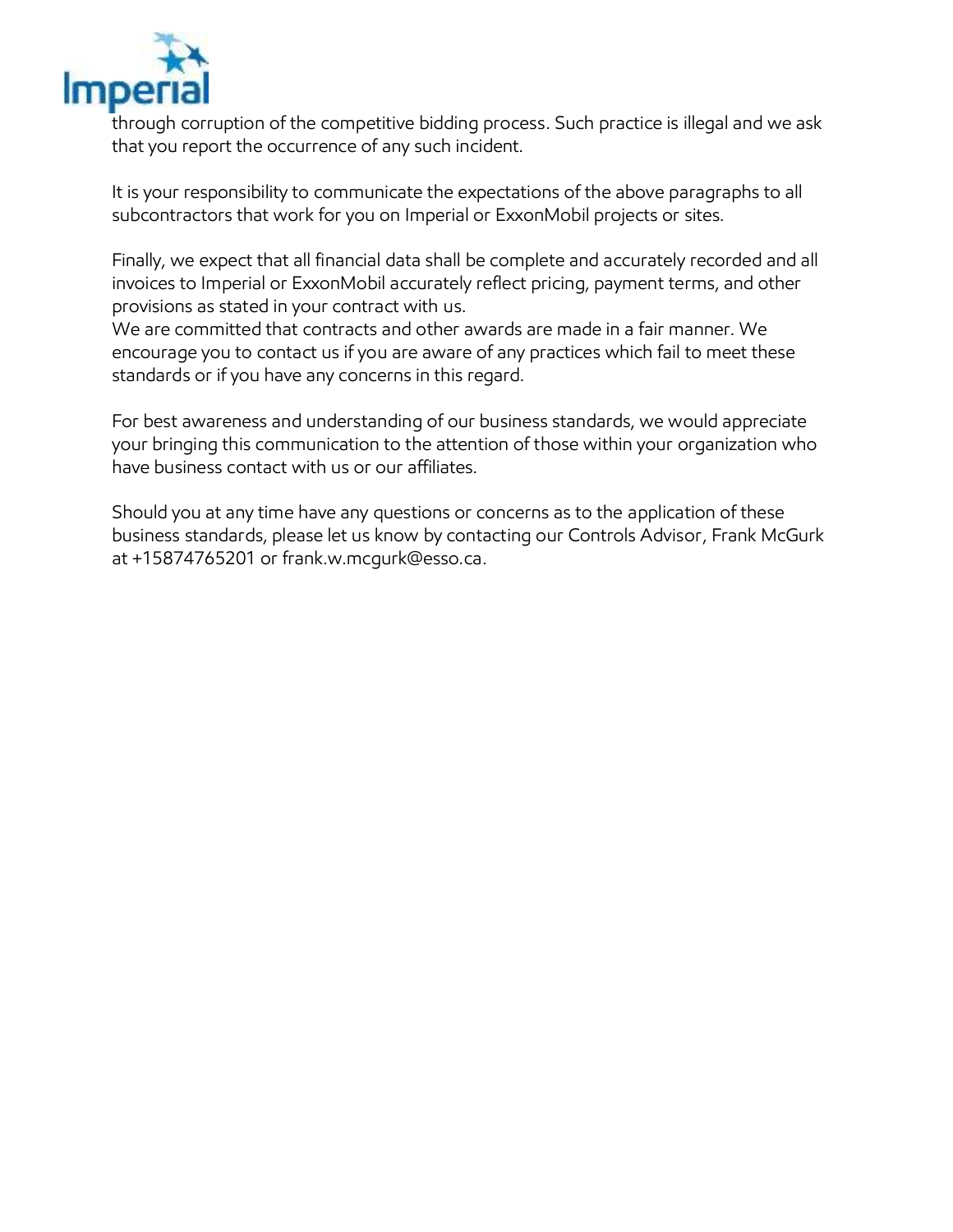through corruption of the competitive bidding process. Such practice is illegal and we ask that you report the occurrence of any such incident.

It is your responsibility to communicate the expectations of the above paragraphs to all subcontractors that work for you on Imperial or ExxonMobil projects or sites.

Finally, we expect that all financial data shall be complete and accurately recorded and all invoices to Imperial or ExxonMobil accurately reflect pricing, payment terms, and other provisions as stated in your contract with us.
We are committed that contracts and other awards are made in a fair manner. We encourage you to contact us if you are aware of any practices which fail to meet these standards or if you have any concerns in this regard.

For best awareness and understanding of our business standards, we would appreciate your bringing this communication to the attention of those within your organization who have business contact with us or our affiliates.

Should you at any time have any questions or concerns as to the application of these business standards, please let us know by contacting our Controls Advisor, Frank McGurk at +15874765201 or frank.w.mcgurk@esso.ca.